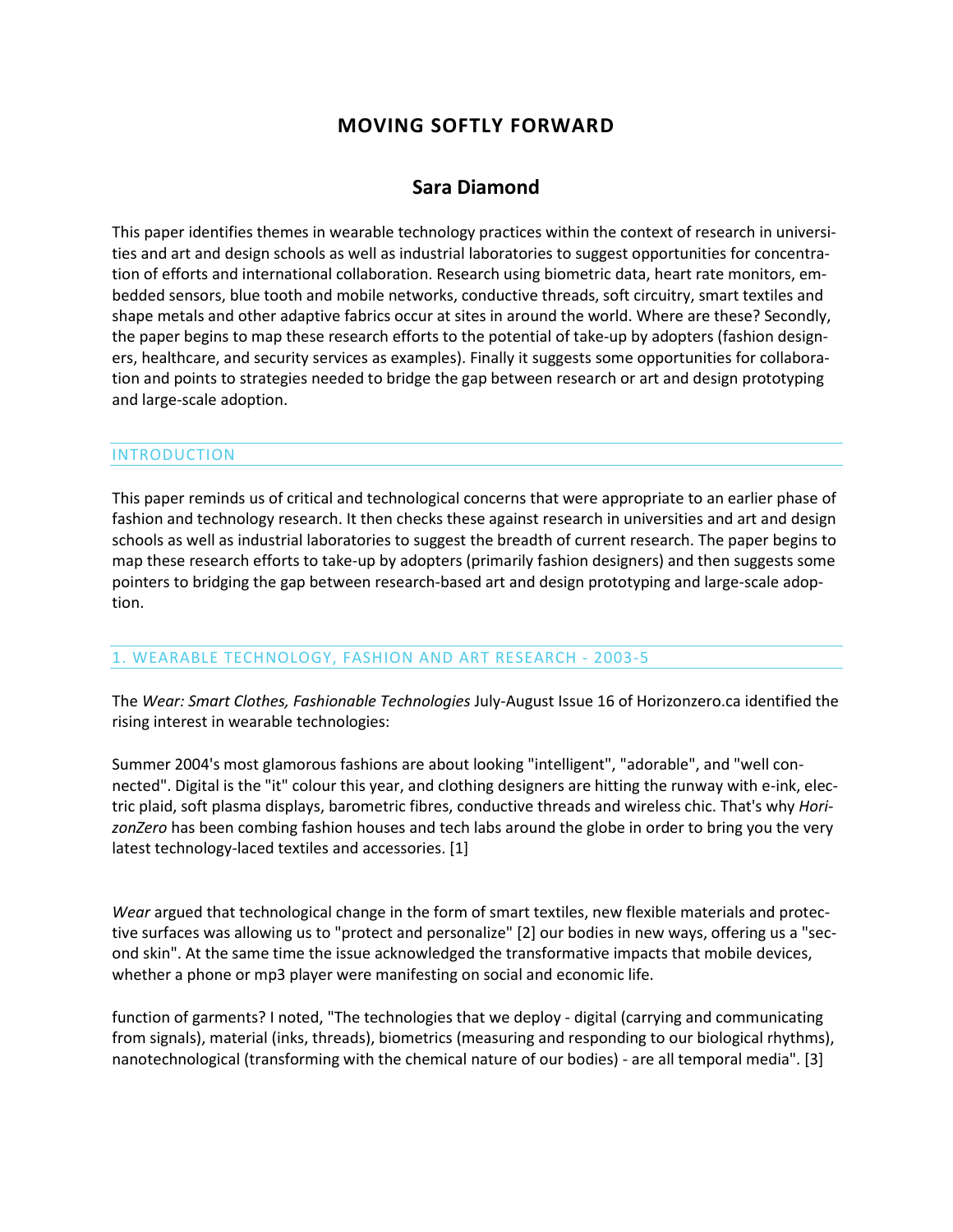# MOVING SOFTLY FORWARD

## Sara Diamond

This paper identifies themes in wearable technology practices within the context of research in universities and art and design schools as well as industrial laboratories to suggest opportunities for concentration of efforts and international collaboration. Research using biometric data, heart rate monitors, embedded sensors, blue tooth and mobile networks, conductive threads, soft circuitry, smart textiles and shape metals and other adaptive fabrics occur at sites in around the world. Where are these? Secondly, the paper begins to map these research efforts to the potential of take-up by adopters (fashion designers, healthcare, and security services as examples). Finally it suggests some opportunities for collaboration and points to strategies needed to bridge the gap between research or art and design prototyping and large-scale adoption.

## INTRODUCTION

This paper reminds us of critical and technological concerns that were appropriate to an earlier phase of fashion and technology research. It then checks these against research in universities and art and design schools as well as industrial laboratories to suggest the breadth of current research. The paper begins to map these research efforts to take-up by adopters (primarily fashion designers) and then suggests some pointers to bridging the gap between research-based art and design prototyping and large-scale adoption.

## 1. WEARABLE TECHNOLOGY, FASHION AND ART RESEARCH - 2003-5

The *Wear: Smart Clothes, Fashionable Technologies* July-August Issue 16 of Horizonzero.ca identified the rising interest in wearable technologies:

Summer 2004's most glamorous fashions are about looking "intelligent", "adorable", and "well connected". Digital is the "it" colour this year, and clothing designers are hitting the runway with e-ink, electric plaid, soft plasma displays, barometric fibres, conductive threads and wireless chic. That's why *HorizonZero* has been combing fashion houses and tech labs around the globe in order to bring you the very latest technology-laced textiles and accessories. [1]

*Wear* argued that technological change in the form of smart textiles, new flexible materials and protective surfaces was allowing us to "protect and personalize" [2] our bodies in new ways, offering us a "second skin". At the same time the issue acknowledged the transformative impacts that mobile devices, whether a phone or mp3 player were manifesting on social and economic life.

function of garments? I noted, "The technologies that we deploy - digital (carrying and communicating from signals), material (inks, threads), biometrics (measuring and responding to our biological rhythms), nanotechnological (transforming with the chemical nature of our bodies) - are all temporal media". [3]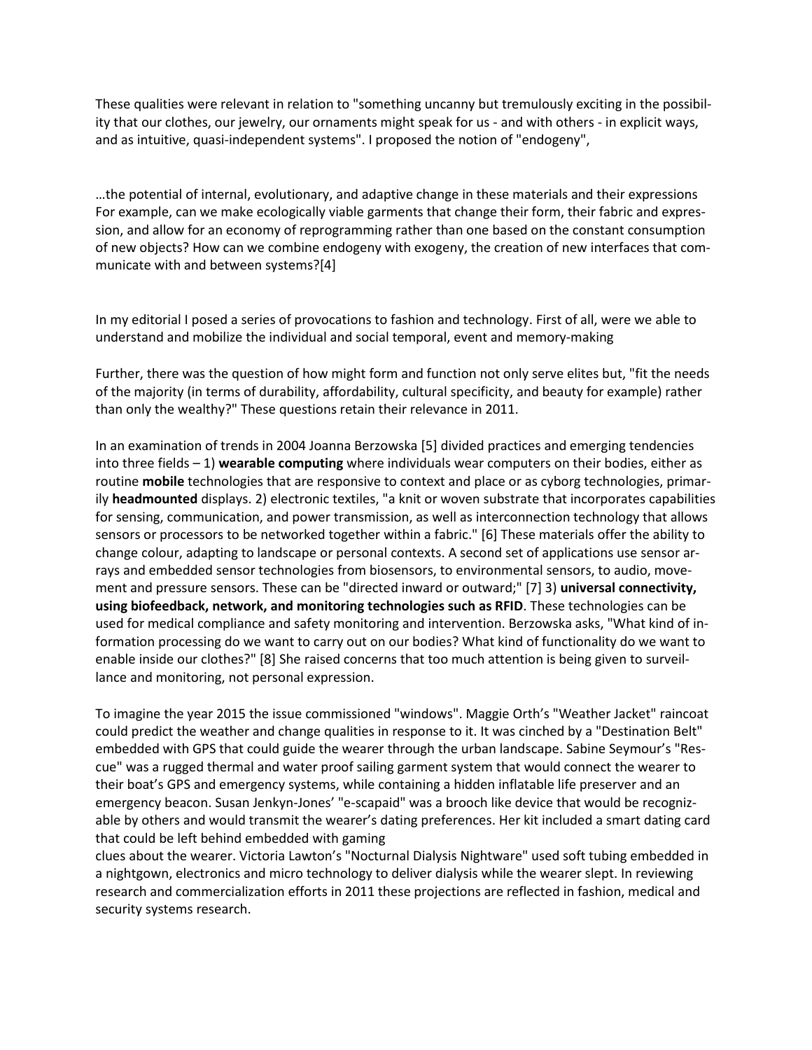These qualities were relevant in relation to "something uncanny but tremulously exciting in the possibility that our clothes, our jewelry, our ornaments might speak for us - and with others - in explicit ways, and as intuitive, quasi-independent systems". I proposed the notion of "endogeny",

…the potential of internal, evolutionary, and adaptive change in these materials and their expressions For example, can we make ecologically viable garments that change their form, their fabric and expression, and allow for an economy of reprogramming rather than one based on the constant consumption of new objects? How can we combine endogeny with exogeny, the creation of new interfaces that communicate with and between systems?[4]

In my editorial I posed a series of provocations to fashion and technology. First of all, were we able to understand and mobilize the individual and social temporal, event and memory-making

Further, there was the question of how might form and function not only serve elites but, "fit the needs of the majority (in terms of durability, affordability, cultural specificity, and beauty for example) rather than only the wealthy?" These questions retain their relevance in 2011.

In an examination of trends in 2004 Joanna Berzowska [5] divided practices and emerging tendencies into three fields – 1) **wearable computing** where individuals wear computers on their bodies, either as routine **mobile** technologies that are responsive to context and place or as cyborg technologies, primarily **headmounted** displays. 2) electronic textiles, "a knit or woven substrate that incorporates capabilities for sensing, communication, and power transmission, as well as interconnection technology that allows sensors or processors to be networked together within a fabric." [6] These materials offer the ability to change colour, adapting to landscape or personal contexts. A second set of applications use sensor arrays and embedded sensor technologies from biosensors, to environmental sensors, to audio, movement and pressure sensors. These can be "directed inward or outward;" [7] 3) **universal connectivity, using biofeedback, network, and monitoring technologies such as RFID**. These technologies can be used for medical compliance and safety monitoring and intervention. Berzowska asks, "What kind of information processing do we want to carry out on our bodies? What kind of functionality do we want to enable inside our clothes?" [8] She raised concerns that too much attention is being given to surveillance and monitoring, not personal expression.

To imagine the year 2015 the issue commissioned "windows". Maggie Orth's "Weather Jacket" raincoat could predict the weather and change qualities in response to it. It was cinched by a "Destination Belt" embedded with GPS that could guide the wearer through the urban landscape. Sabine Seymour's "Rescue" was a rugged thermal and water proof sailing garment system that would connect the wearer to their boat's GPS and emergency systems, while containing a hidden inflatable life preserver and an emergency beacon. Susan Jenkyn-Jones' "e-scapaid" was a brooch like device that would be recognizable by others and would transmit the wearer's dating preferences. Her kit included a smart dating card that could be left behind embedded with gaming clues about the wearer. Victoria Lawton's "Nocturnal Dialysis Nightware" used soft tubing embedded in a nightgown, electronics and micro technology to deliver dialysis while the wearer slept. In reviewing research and commercialization efforts in 2011 these projections are reflected in fashion, medical and security systems research.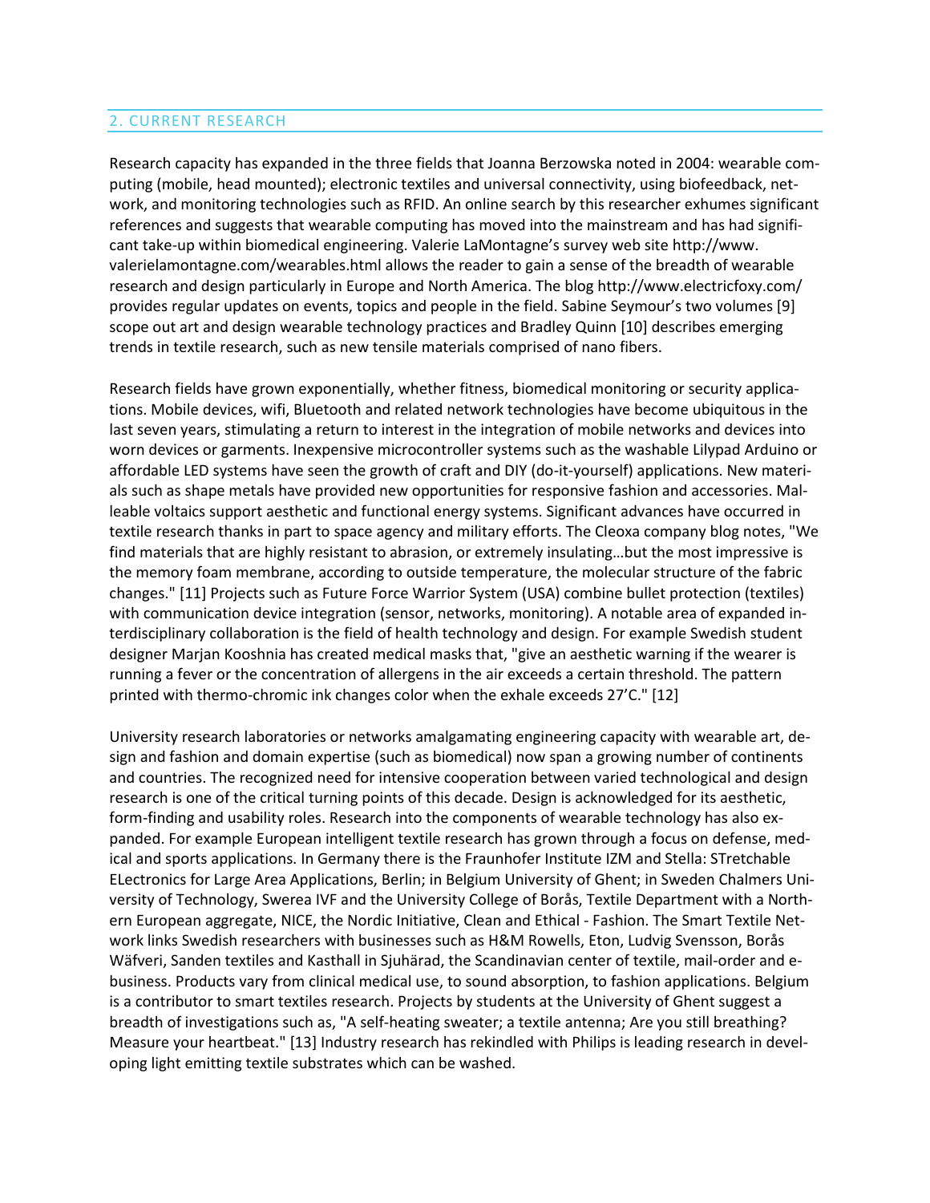## 2. CURRENT RESEARCH

Research capacity has expanded in the three fields that Joanna Berzowska noted in 2004: wearable computing (mobile, head mounted); electronic textiles and universal connectivity, using biofeedback, network, and monitoring technologies such as RFID. An online search by this researcher exhumes significant references and suggests that wearable computing has moved into the mainstream and has had significant take-up within biomedical engineering. Valerie LaMontagne's survey web site http://www.valerielamontagne.com/wearables.html allows the reader to gain a sense of the breadth of wearable research and design particularly in Europe and North America. The blog http://www.electricfoxy.com/ provides regular updates on events, topics and people in the field. Sabine Seymour's two volumes [9] scope out art and design wearable technology practices and Bradley Quinn [10] describes emerging trends in textile research, such as new tensile materials comprised of nano fibers.

Research fields have grown exponentially, whether fitness, biomedical monitoring or security applications. Mobile devices, wifi, Bluetooth and related network technologies have become ubiquitous in the last seven years, stimulating a return to interest in the integration of mobile networks and devices into worn devices or garments. Inexpensive microcontroller systems such as the washable Lilypad Arduino or affordable LED systems have seen the growth of craft and DIY (do-it-yourself) applications. New materials such as shape metals have provided new opportunities for responsive fashion and accessories. Malleable voltaics support aesthetic and functional energy systems. Significant advances have occurred in textile research thanks in part to space agency and military efforts. The Cleoxa company blog notes, "We find materials that are highly resistant to abrasion, or extremely insulating…but the most impressive is the memory foam membrane, according to outside temperature, the molecular structure of the fabric changes." [11] Projects such as Future Force Warrior System (USA) combine bullet protection (textiles) with communication device integration (sensor, networks, monitoring). A notable area of expanded interdisciplinary collaboration is the field of health technology and design. For example Swedish student designer Marjan Kooshnia has created medical masks that, "give an aesthetic warning if the wearer is running a fever or the concentration of allergens in the air exceeds a certain threshold. The pattern printed with thermo-chromic ink changes color when the exhale exceeds 27'C." [12]

University research laboratories or networks amalgamating engineering capacity with wearable art, design and fashion and domain expertise (such as biomedical) now span a growing number of continents and countries. The recognized need for intensive cooperation between varied technological and design research is one of the critical turning points of this decade. Design is acknowledged for its aesthetic, form-finding and usability roles. Research into the components of wearable technology has also expanded. For example European intelligent textile research has grown through a focus on defense, medical and sports applications. In Germany there is the Fraunhofer Institute IZM and Stella: STretchable ELectronics for Large Area Applications, Berlin; in Belgium University of Ghent; in Sweden Chalmers University of Technology, Swerea IVF and the University College of Borås, Textile Department with a Northern European aggregate, NICE, the Nordic Initiative, Clean and Ethical - Fashion. The Smart Textile Network links Swedish researchers with businesses such as H&M Rowells, Eton, Ludvig Svensson, Borås Wäfveri, Sanden textiles and Kasthall in Sjuhärad, the Scandinavian center of textile, mail-order and e-business. Products vary from clinical medical use, to sound absorption, to fashion applications. Belgium is a contributor to smart textiles research. Projects by students at the University of Ghent suggest a breadth of investigations such as, "A self-heating sweater; a textile antenna; Are you still breathing? Measure your heartbeat." [13] Industry research has rekindled with Philips is leading research in developing light emitting textile substrates which can be washed.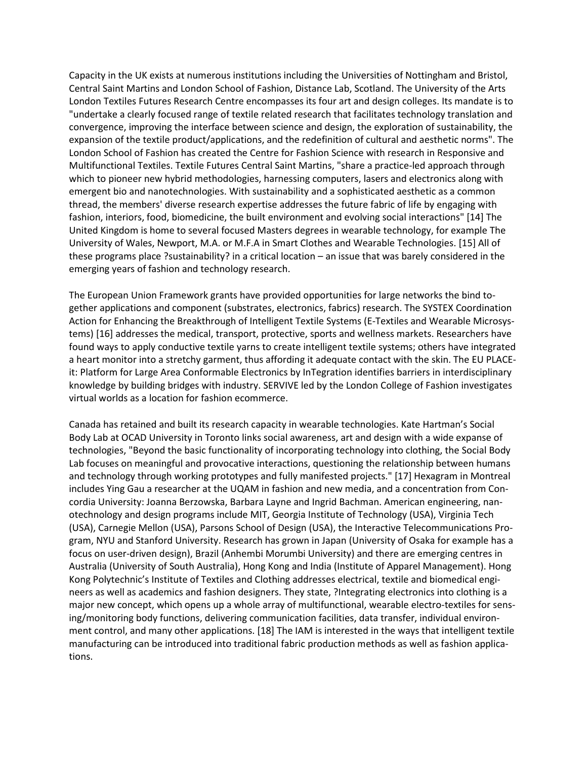Capacity in the UK exists at numerous institutions including the Universities of Nottingham and Bristol, Central Saint Martins and London School of Fashion, Distance Lab, Scotland. The University of the Arts London Textiles Futures Research Centre encompasses its four art and design colleges. Its mandate is to "undertake a clearly focused range of textile related research that facilitates technology translation and convergence, improving the interface between science and design, the exploration of sustainability, the expansion of the textile product/applications, and the redefinition of cultural and aesthetic norms". The London School of Fashion has created the Centre for Fashion Science with research in Responsive and Multifunctional Textiles. Textile Futures Central Saint Martins, "share a practice-led approach through which to pioneer new hybrid methodologies, harnessing computers, lasers and electronics along with emergent bio and nanotechnologies. With sustainability and a sophisticated aesthetic as a common thread, the members' diverse research expertise addresses the future fabric of life by engaging with fashion, interiors, food, biomedicine, the built environment and evolving social interactions" [14] The United Kingdom is home to several focused Masters degrees in wearable technology, for example The University of Wales, Newport, M.A. or M.F.A in Smart Clothes and Wearable Technologies. [15] All of these programs place ?sustainability? in a critical location – an issue that was barely considered in the emerging years of fashion and technology research.

The European Union Framework grants have provided opportunities for large networks the bind together applications and component (substrates, electronics, fabrics) research. The SYSTEX Coordination Action for Enhancing the Breakthrough of Intelligent Textile Systems (E-Textiles and Wearable Microsystems) [16] addresses the medical, transport, protective, sports and wellness markets. Researchers have found ways to apply conductive textile yarns to create intelligent textile systems; others have integrated a heart monitor into a stretchy garment, thus affording it adequate contact with the skin. The EU PLACE-it: Platform for Large Area Conformable Electronics by InTegration identifies barriers in interdisciplinary knowledge by building bridges with industry. SERVIVE led by the London College of Fashion investigates virtual worlds as a location for fashion ecommerce.

Canada has retained and built its research capacity in wearable technologies. Kate Hartman's Social Body Lab at OCAD University in Toronto links social awareness, art and design with a wide expanse of technologies, "Beyond the basic functionality of incorporating technology into clothing, the Social Body Lab focuses on meaningful and provocative interactions, questioning the relationship between humans and technology through working prototypes and fully manifested projects." [17] Hexagram in Montreal includes Ying Gau a researcher at the UQAM in fashion and new media, and a concentration from Concordia University: Joanna Berzowska, Barbara Layne and Ingrid Bachman. American engineering, nanotechnology and design programs include MIT, Georgia Institute of Technology (USA), Virginia Tech (USA), Carnegie Mellon (USA), Parsons School of Design (USA), the Interactive Telecommunications Program, NYU and Stanford University. Research has grown in Japan (University of Osaka for example has a focus on user-driven design), Brazil (Anhembi Morumbi University) and there are emerging centres in Australia (University of South Australia), Hong Kong and India (Institute of Apparel Management). Hong Kong Polytechnic's Institute of Textiles and Clothing addresses electrical, textile and biomedical engineers as well as academics and fashion designers. They state, ?Integrating electronics into clothing is a major new concept, which opens up a whole array of multifunctional, wearable electro-textiles for sensing/monitoring body functions, delivering communication facilities, data transfer, individual environment control, and many other applications. [18] The IAM is interested in the ways that intelligent textile manufacturing can be introduced into traditional fabric production methods as well as fashion applications.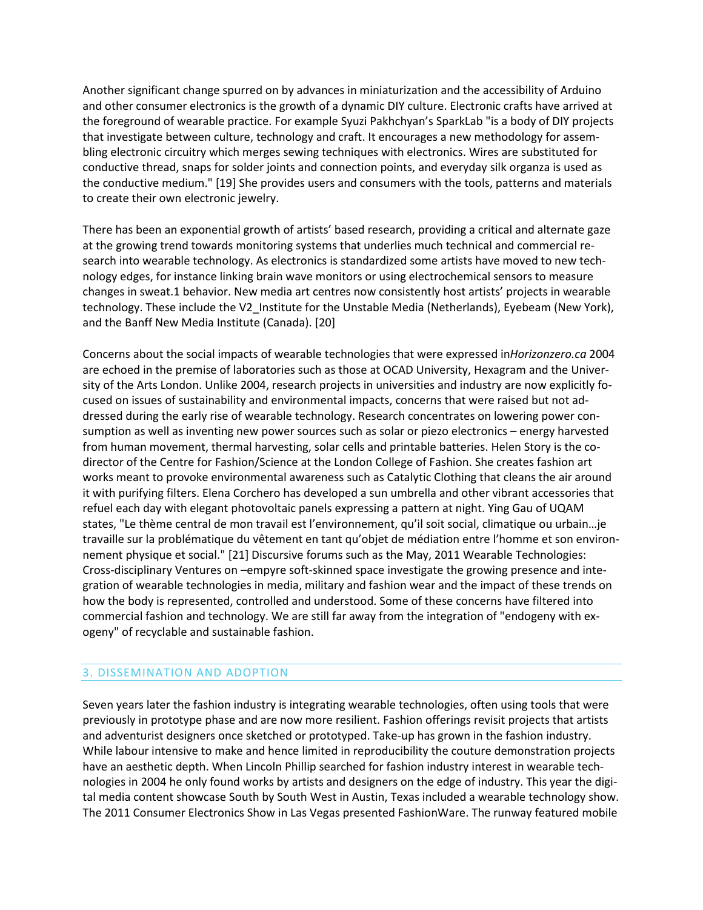Another significant change spurred on by advances in miniaturization and the accessibility of Arduino and other consumer electronics is the growth of a dynamic DIY culture. Electronic crafts have arrived at the foreground of wearable practice. For example Syuzi Pakhchyan's SparkLab "is a body of DIY projects that investigate between culture, technology and craft. It encourages a new methodology for assembling electronic circuitry which merges sewing techniques with electronics. Wires are substituted for conductive thread, snaps for solder joints and connection points, and everyday silk organza is used as the conductive medium." [19] She provides users and consumers with the tools, patterns and materials to create their own electronic jewelry.

There has been an exponential growth of artists' based research, providing a critical and alternate gaze at the growing trend towards monitoring systems that underlies much technical and commercial research into wearable technology. As electronics is standardized some artists have moved to new technology edges, for instance linking brain wave monitors or using electrochemical sensors to measure changes in sweat.1 behavior. New media art centres now consistently host artists' projects in wearable technology. These include the V2_Institute for the Unstable Media (Netherlands), Eyebeam (New York), and the Banff New Media Institute (Canada). [20]

Concerns about the social impacts of wearable technologies that were expressed in*Horizonzero.ca* 2004 are echoed in the premise of laboratories such as those at OCAD University, Hexagram and the University of the Arts London. Unlike 2004, research projects in universities and industry are now explicitly focused on issues of sustainability and environmental impacts, concerns that were raised but not addressed during the early rise of wearable technology. Research concentrates on lowering power consumption as well as inventing new power sources such as solar or piezo electronics – energy harvested from human movement, thermal harvesting, solar cells and printable batteries. Helen Story is the co-director of the Centre for Fashion/Science at the London College of Fashion. She creates fashion art works meant to provoke environmental awareness such as Catalytic Clothing that cleans the air around it with purifying filters. Elena Corchero has developed a sun umbrella and other vibrant accessories that refuel each day with elegant photovoltaic panels expressing a pattern at night. Ying Gau of UQAM states, "Le thème central de mon travail est l'environnement, qu'il soit social, climatique ou urbain…je travaille sur la problématique du vêtement en tant qu'objet de médiation entre l'homme et son environnement physique et social." [21] Discursive forums such as the May, 2011 Wearable Technologies: Cross-disciplinary Ventures on –empyre soft-skinned space investigate the growing presence and integration of wearable technologies in media, military and fashion wear and the impact of these trends on how the body is represented, controlled and understood. Some of these concerns have filtered into commercial fashion and technology. We are still far away from the integration of "endogeny with exogeny" of recyclable and sustainable fashion.

## 3. DISSEMINATION AND ADOPTION

Seven years later the fashion industry is integrating wearable technologies, often using tools that were previously in prototype phase and are now more resilient. Fashion offerings revisit projects that artists and adventurist designers once sketched or prototyped. Take-up has grown in the fashion industry. While labour intensive to make and hence limited in reproducibility the couture demonstration projects have an aesthetic depth. When Lincoln Phillip searched for fashion industry interest in wearable technologies in 2004 he only found works by artists and designers on the edge of industry. This year the digital media content showcase South by South West in Austin, Texas included a wearable technology show. The 2011 Consumer Electronics Show in Las Vegas presented FashionWare. The runway featured mobile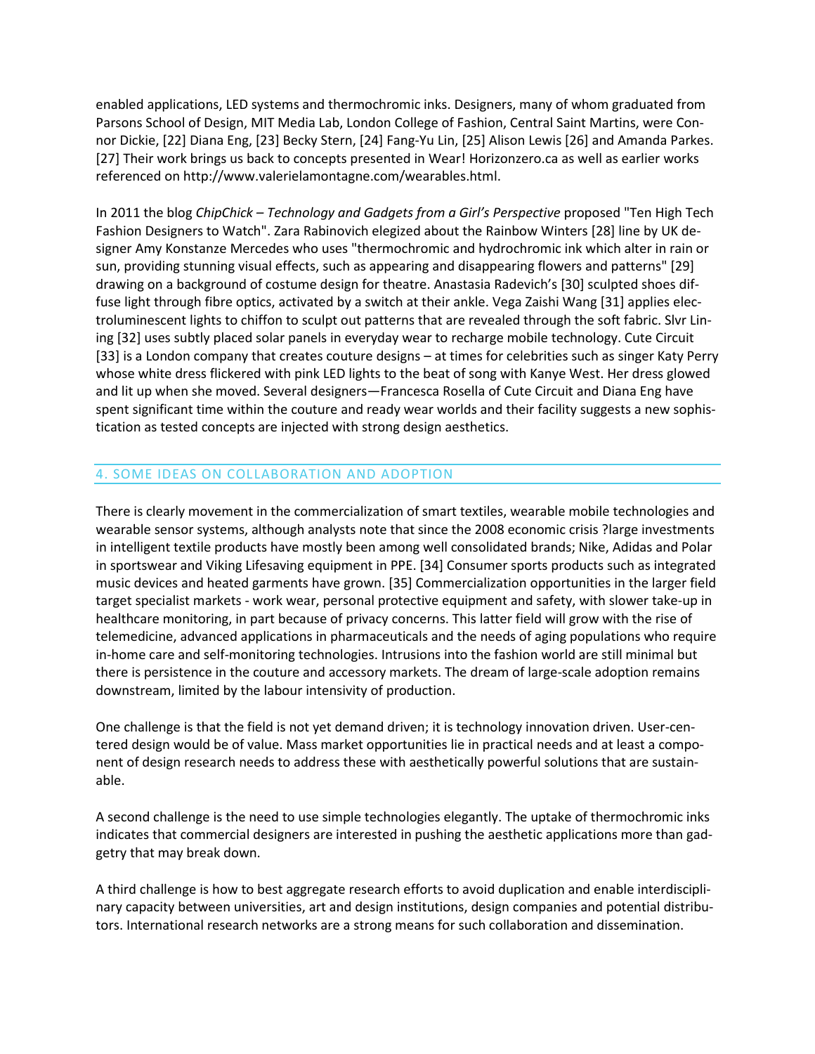enabled applications, LED systems and thermochromic inks. Designers, many of whom graduated from Parsons School of Design, MIT Media Lab, London College of Fashion, Central Saint Martins, were Connor Dickie, [22] Diana Eng, [23] Becky Stern, [24] Fang-Yu Lin, [25] Alison Lewis [26] and Amanda Parkes. [27] Their work brings us back to concepts presented in Wear! Horizonzero.ca as well as earlier works referenced on http://www.valerielamontagne.com/wearables.html.

In 2011 the blog *ChipChick – Technology and Gadgets from a Girl's Perspective* proposed "Ten High Tech Fashion Designers to Watch". Zara Rabinovich elegized about the Rainbow Winters [28] line by UK designer Amy Konstanze Mercedes who uses "thermochromic and hydrochromic ink which alter in rain or sun, providing stunning visual effects, such as appearing and disappearing flowers and patterns" [29] drawing on a background of costume design for theatre. Anastasia Radevich's [30] sculpted shoes diffuse light through fibre optics, activated by a switch at their ankle. Vega Zaishi Wang [31] applies electroluminescent lights to chiffon to sculpt out patterns that are revealed through the soft fabric. Slvr Lining [32] uses subtly placed solar panels in everyday wear to recharge mobile technology. Cute Circuit [33] is a London company that creates couture designs – at times for celebrities such as singer Katy Perry whose white dress flickered with pink LED lights to the beat of song with Kanye West. Her dress glowed and lit up when she moved. Several designers—Francesca Rosella of Cute Circuit and Diana Eng have spent significant time within the couture and ready wear worlds and their facility suggests a new sophistication as tested concepts are injected with strong design aesthetics.

## 4. SOME IDEAS ON COLLABORATION AND ADOPTION

There is clearly movement in the commercialization of smart textiles, wearable mobile technologies and wearable sensor systems, although analysts note that since the 2008 economic crisis ?large investments in intelligent textile products have mostly been among well consolidated brands; Nike, Adidas and Polar in sportswear and Viking Lifesaving equipment in PPE. [34] Consumer sports products such as integrated music devices and heated garments have grown. [35] Commercialization opportunities in the larger field target specialist markets - work wear, personal protective equipment and safety, with slower take-up in healthcare monitoring, in part because of privacy concerns. This latter field will grow with the rise of telemedicine, advanced applications in pharmaceuticals and the needs of aging populations who require in-home care and self-monitoring technologies. Intrusions into the fashion world are still minimal but there is persistence in the couture and accessory markets. The dream of large-scale adoption remains downstream, limited by the labour intensivity of production.

One challenge is that the field is not yet demand driven; it is technology innovation driven. User-centered design would be of value. Mass market opportunities lie in practical needs and at least a component of design research needs to address these with aesthetically powerful solutions that are sustainable.

A second challenge is the need to use simple technologies elegantly. The uptake of thermochromic inks indicates that commercial designers are interested in pushing the aesthetic applications more than gadgetry that may break down.

A third challenge is how to best aggregate research efforts to avoid duplication and enable interdisciplinary capacity between universities, art and design institutions, design companies and potential distributors. International research networks are a strong means for such collaboration and dissemination.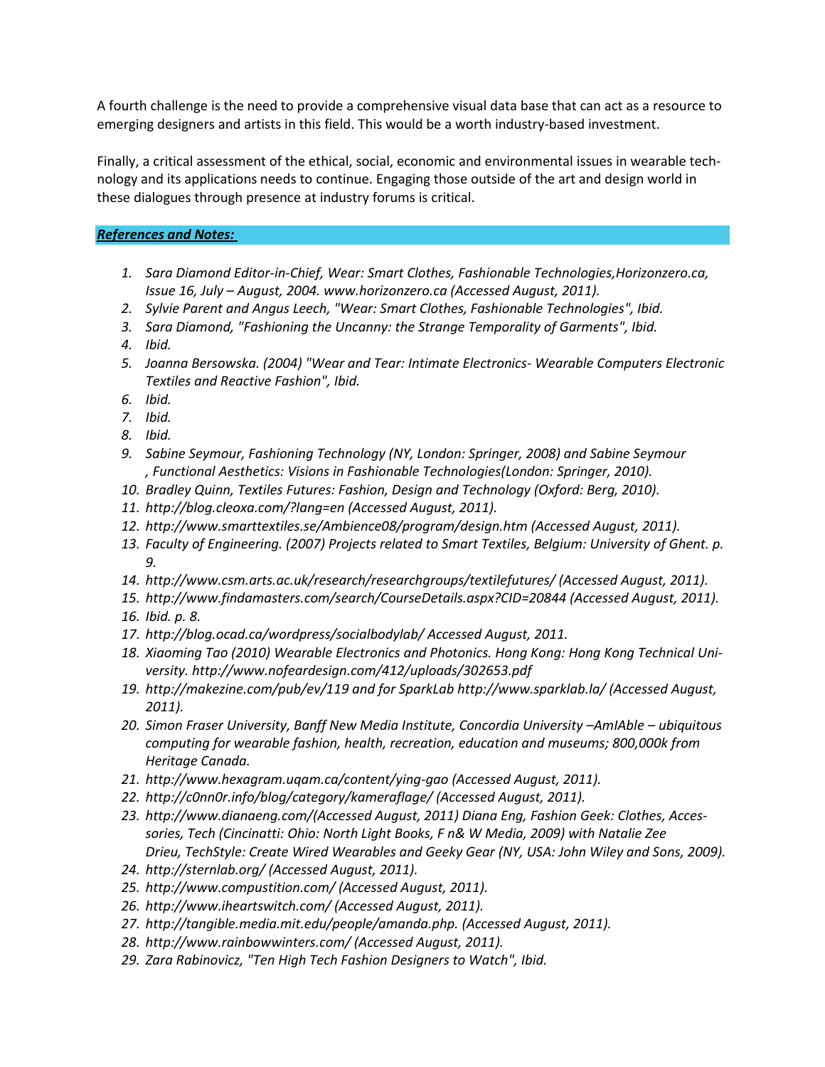A fourth challenge is the need to provide a comprehensive visual data base that can act as a resource to emerging designers and artists in this field. This would be a worth industry-based investment.

Finally, a critical assessment of the ethical, social, economic and environmental issues in wearable technology and its applications needs to continue. Engaging those outside of the art and design world in these dialogues through presence at industry forums is critical.

***References and Notes:***

1. *Sara Diamond Editor-in-Chief, Wear: Smart Clothes, Fashionable Technologies,Horizonzero.ca, Issue 16, July – August, 2004. www.horizonzero.ca (Accessed August, 2011).*
2. *Sylvie Parent and Angus Leech, "Wear: Smart Clothes, Fashionable Technologies", Ibid.*
3. *Sara Diamond, "Fashioning the Uncanny: the Strange Temporality of Garments", Ibid.*
4. *Ibid.*
5. *Joanna Bersowska. (2004) "Wear and Tear: Intimate Electronics- Wearable Computers Electronic Textiles and Reactive Fashion", Ibid.*
6. *Ibid.*
7. *Ibid.*
8. *Ibid.*
9. *Sabine Seymour, Fashioning Technology (NY, London: Springer, 2008) and Sabine Seymour , Functional Aesthetics: Visions in Fashionable Technologies(London: Springer, 2010).*
10. *Bradley Quinn, Textiles Futures: Fashion, Design and Technology (Oxford: Berg, 2010).*
11. *http://blog.cleoxa.com/?lang=en (Accessed August, 2011).*
12. *http://www.smarttextiles.se/Ambience08/program/design.htm (Accessed August, 2011).*
13. *Faculty of Engineering. (2007) Projects related to Smart Textiles, Belgium: University of Ghent. p. 9.*
14. *http://www.csm.arts.ac.uk/research/researchgroups/textilefutures/ (Accessed August, 2011).*
15. *http://www.findamasters.com/search/CourseDetails.aspx?CID=20844 (Accessed August, 2011).*
16. *Ibid. p. 8.*
17. *http://blog.ocad.ca/wordpress/socialbodylab/ Accessed August, 2011.*
18. *Xiaoming Tao (2010) Wearable Electronics and Photonics. Hong Kong: Hong Kong Technical University. http://www.nofeardesign.com/412/uploads/302653.pdf*
19. *http://makezine.com/pub/ev/119 and for SparkLab http://www.sparklab.la/ (Accessed August, 2011).*
20. *Simon Fraser University, Banff New Media Institute, Concordia University –AmIAble – ubiquitous computing for wearable fashion, health, recreation, education and museums; 800,000k from Heritage Canada.*
21. *http://www.hexagram.uqam.ca/content/ying-gao (Accessed August, 2011).*
22. *http://c0nn0r.info/blog/category/kameraflage/ (Accessed August, 2011).*
23. *http://www.dianaeng.com/(Accessed August, 2011) Diana Eng, Fashion Geek: Clothes, Accessories, Tech (Cincinatti: Ohio: North Light Books, F n& W Media, 2009) with Natalie Zee Drieu, TechStyle: Create Wired Wearables and Geeky Gear (NY, USA: John Wiley and Sons, 2009).*
24. *http://sternlab.org/ (Accessed August, 2011).*
25. *http://www.compustition.com/ (Accessed August, 2011).*
26. *http://www.iheartswitch.com/ (Accessed August, 2011).*
27. *http://tangible.media.mit.edu/people/amanda.php. (Accessed August, 2011).*
28. *http://www.rainbowwinters.com/ (Accessed August, 2011).*
29. *Zara Rabinovicz, "Ten High Tech Fashion Designers to Watch", Ibid.*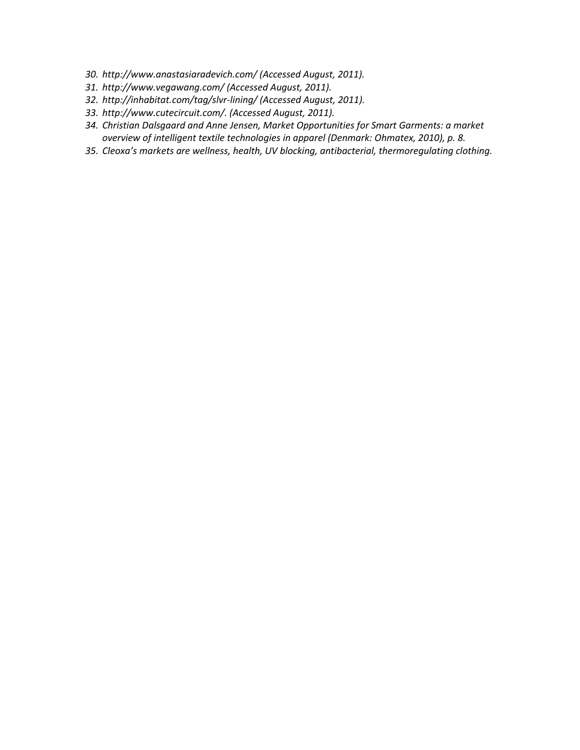30. *http://www.anastasiaradevich.com/ (Accessed August, 2011).*
31. *http://www.vegawang.com/ (Accessed August, 2011).*
32. *http://inhabitat.com/tag/slvr-lining/ (Accessed August, 2011).*
33. *http://www.cutecircuit.com/. (Accessed August, 2011).*
34. *Christian Dalsgaard and Anne Jensen, Market Opportunities for Smart Garments: a market overview of intelligent textile technologies in apparel (Denmark: Ohmatex, 2010), p. 8.*
35. *Cleoxa's markets are wellness, health, UV blocking, antibacterial, thermoregulating clothing.*